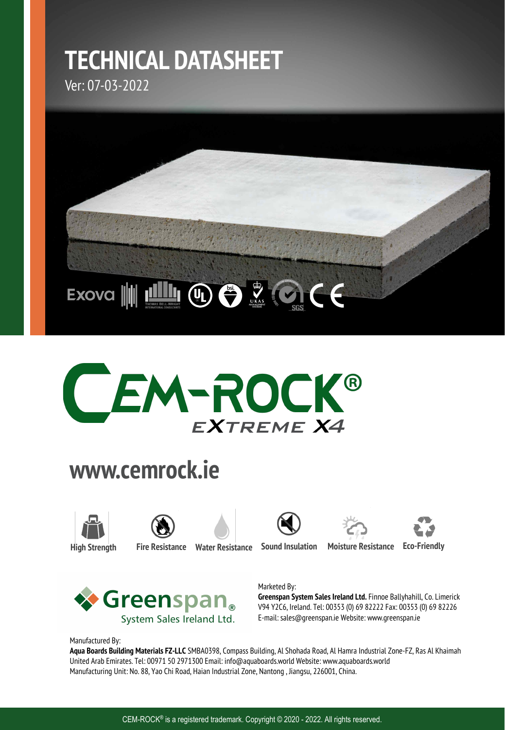# TECHNICAL DATASHEET

Ver: 07-03-2022

# CEM-ROCK®

## EXTREME X4

## www.cemrock.ie

High Strength | Fire Resistance | Water Resistance | Sound Insulation | Moisture Resistance | Eco-Friendly

Greenspan® System Sales Ireland Ltd.

Marketed By:
**Greenspan System Sales Ireland Ltd.** Finnoe Ballyhahill, Co. Limerick V94 Y2C6, Ireland. Tel: 00353 (0) 69 82222 Fax: 00353 (0) 69 82226 E-mail: sales@greenspan.ie Website: www.greenspan.ie

Manufactured By:
**Aqua Boards Building Materials FZ-LLC** SMBA0398, Compass Building, Al Shohada Road, Al Hamra Industrial Zone-FZ, Ras Al Khaimah United Arab Emirates. Tel: 00971 50 2971300 Email: info@aquaboards.world Website: www.aquaboards.world
Manufacturing Unit: No. 88, Yao Chi Road, Haian Industrial Zone, Nantong , Jiangsu, 226001, China.

CEM-ROCK® is a registered trademark. Copyright © 2020 - 2022. All rights reserved.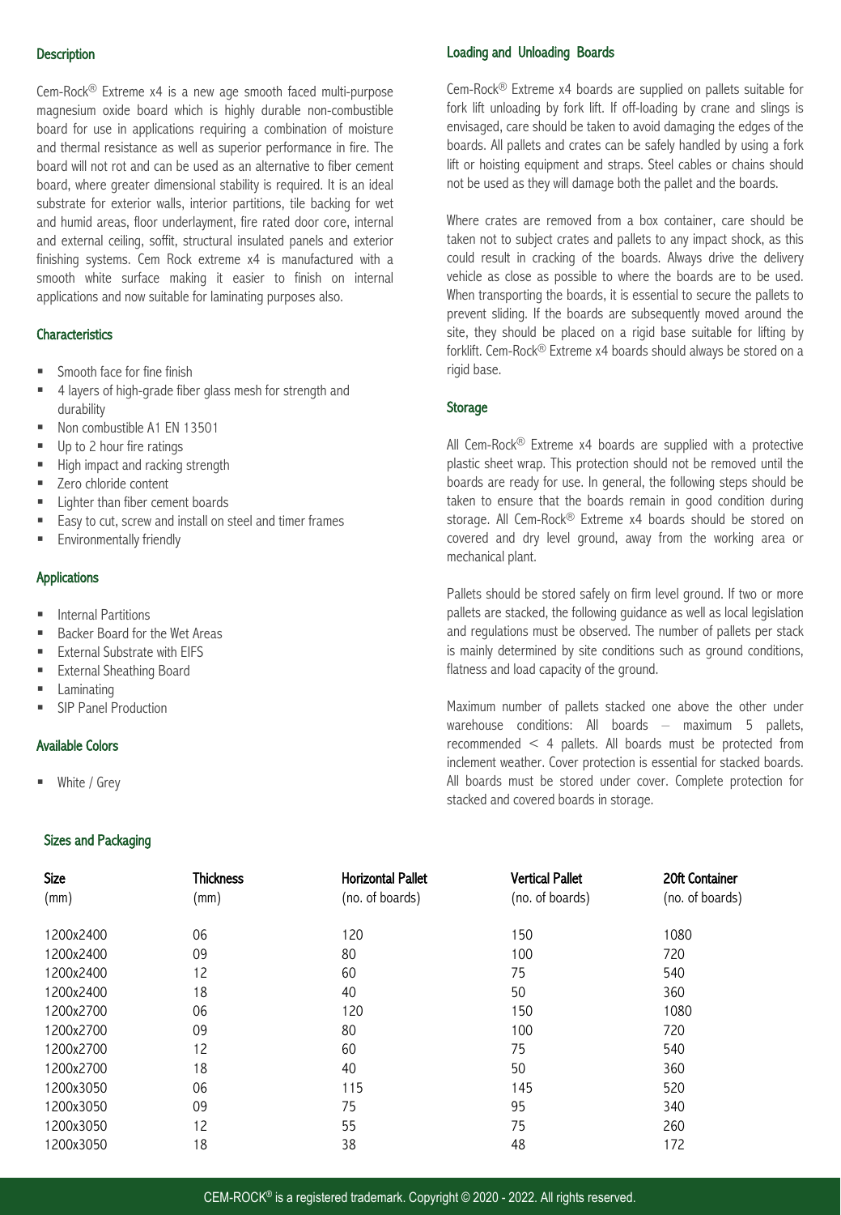## Description

Cem-Rock® Extreme x4 is a new age smooth faced multi-purpose magnesium oxide board which is highly durable non-combustible board for use in applications requiring a combination of moisture and thermal resistance as well as superior performance in fire. The board will not rot and can be used as an alternative to fiber cement board, where greater dimensional stability is required. It is an ideal substrate for exterior walls, interior partitions, tile backing for wet and humid areas, floor underlayment, fire rated door core, internal and external ceiling, soffit, structural insulated panels and exterior finishing systems. Cem Rock extreme x4 is manufactured with a smooth white surface making it easier to finish on internal applications and now suitable for laminating purposes also.

## Characteristics

- Smooth face for fine finish
- 4 layers of high-grade fiber glass mesh for strength and durability
- Non combustible A1 EN 13501
- Up to 2 hour fire ratings
- High impact and racking strength
- Zero chloride content
- Lighter than fiber cement boards
- Easy to cut, screw and install on steel and timer frames
- Environmentally friendly

## Applications

- Internal Partitions
- Backer Board for the Wet Areas
- External Substrate with EIFS
- External Sheathing Board
- Laminating
- SIP Panel Production

## Available Colors

- White / Grey

## Loading and Unloading Boards

Cem-Rock® Extreme x4 boards are supplied on pallets suitable for fork lift unloading by fork lift. If off-loading by crane and slings is envisaged, care should be taken to avoid damaging the edges of the boards. All pallets and crates can be safely handled by using a fork lift or hoisting equipment and straps. Steel cables or chains should not be used as they will damage both the pallet and the boards.

Where crates are removed from a box container, care should be taken not to subject crates and pallets to any impact shock, as this could result in cracking of the boards. Always drive the delivery vehicle as close as possible to where the boards are to be used. When transporting the boards, it is essential to secure the pallets to prevent sliding. If the boards are subsequently moved around the site, they should be placed on a rigid base suitable for lifting by forklift. Cem-Rock® Extreme x4 boards should always be stored on a rigid base.

## Storage

All Cem-Rock® Extreme x4 boards are supplied with a protective plastic sheet wrap. This protection should not be removed until the boards are ready for use. In general, the following steps should be taken to ensure that the boards remain in good condition during storage. All Cem-Rock® Extreme x4 boards should be stored on covered and dry level ground, away from the working area or mechanical plant.

Pallets should be stored safely on firm level ground. If two or more pallets are stacked, the following guidance as well as local legislation and regulations must be observed. The number of pallets per stack is mainly determined by site conditions such as ground conditions, flatness and load capacity of the ground.

Maximum number of pallets stacked one above the other under warehouse conditions: All boards – maximum 5 pallets, recommended < 4 pallets. All boards must be protected from inclement weather. Cover protection is essential for stacked boards. All boards must be stored under cover. Complete protection for stacked and covered boards in storage.

## Sizes and Packaging

| Size (mm) | Thickness (mm) | Horizontal Pallet (no. of boards) | Vertical Pallet (no. of boards) | 20ft Container (no. of boards) |
|---|---|---|---|---|
| 1200x2400 | 06 | 120 | 150 | 1080 |
| 1200x2400 | 09 | 80 | 100 | 720 |
| 1200x2400 | 12 | 60 | 75 | 540 |
| 1200x2400 | 18 | 40 | 50 | 360 |
| 1200x2700 | 06 | 120 | 150 | 1080 |
| 1200x2700 | 09 | 80 | 100 | 720 |
| 1200x2700 | 12 | 60 | 75 | 540 |
| 1200x2700 | 18 | 40 | 50 | 360 |
| 1200x3050 | 06 | 115 | 145 | 520 |
| 1200x3050 | 09 | 75 | 95 | 340 |
| 1200x3050 | 12 | 55 | 75 | 260 |
| 1200x3050 | 18 | 38 | 48 | 172 |

CEM-ROCK® is a registered trademark. Copyright © 2020 - 2022. All rights reserved.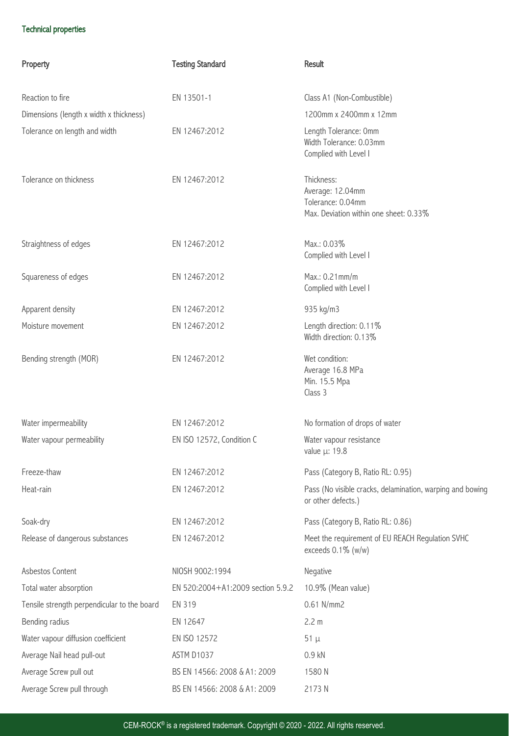## Technical properties

| Property | Testing Standard | Result |
|---|---|---|
| Reaction to fire | EN 13501-1 | Class A1 (Non-Combustible) |
| Dimensions (length x width x thickness) | | 1200mm x 2400mm x 12mm |
| Tolerance on length and width | EN 12467:2012 | Length Tolerance: 0mm<br>Width Tolerance: 0.03mm<br>Complied with Level I |
| Tolerance on thickness | EN 12467:2012 | Thickness:<br>Average: 12.04mm<br>Tolerance: 0.04mm<br>Max. Deviation within one sheet: 0.33% |
| Straightness of edges | EN 12467:2012 | Max.: 0.03%<br>Complied with Level I |
| Squareness of edges | EN 12467:2012 | Max.: 0.21mm/m<br>Complied with Level I |
| Apparent density | EN 12467:2012 | 935 kg/m3 |
| Moisture movement | EN 12467:2012 | Length direction: 0.11%<br>Width direction: 0.13% |
| Bending strength (MOR) | EN 12467:2012 | Wet condition:<br>Average 16.8 MPa<br>Min. 15.5 Mpa<br>Class 3 |
| Water impermeability | EN 12467:2012 | No formation of drops of water |
| Water vapour permeability | EN ISO 12572, Condition C | Water vapour resistance value µ: 19.8 |
| Freeze-thaw | EN 12467:2012 | Pass (Category B, Ratio RL: 0.95) |
| Heat-rain | EN 12467:2012 | Pass (No visible cracks, delamination, warping and bowing or other defects.) |
| Soak-dry | EN 12467:2012 | Pass (Category B, Ratio RL: 0.86) |
| Release of dangerous substances | EN 12467:2012 | Meet the requirement of EU REACH Regulation SVHC exceeds 0.1% (w/w) |
| Asbestos Content | NIOSH 9002:1994 | Negative |
| Total water absorption | EN 520:2004+A1:2009 section 5.9.2 | 10.9% (Mean value) |
| Tensile strength perpendicular to the board | EN 319 | 0.61 N/mm2 |
| Bending radius | EN 12647 | 2.2 m |
| Water vapour diffusion coefficient | EN ISO 12572 | 51 µ |
| Average Nail head pull-out | ASTM D1037 | 0.9 kN |
| Average Screw pull out | BS EN 14566: 2008 & A1: 2009 | 1580 N |
| Average Screw pull through | BS EN 14566: 2008 & A1: 2009 | 2173 N |

CEM-ROCK® is a registered trademark. Copyright © 2020 - 2022. All rights reserved.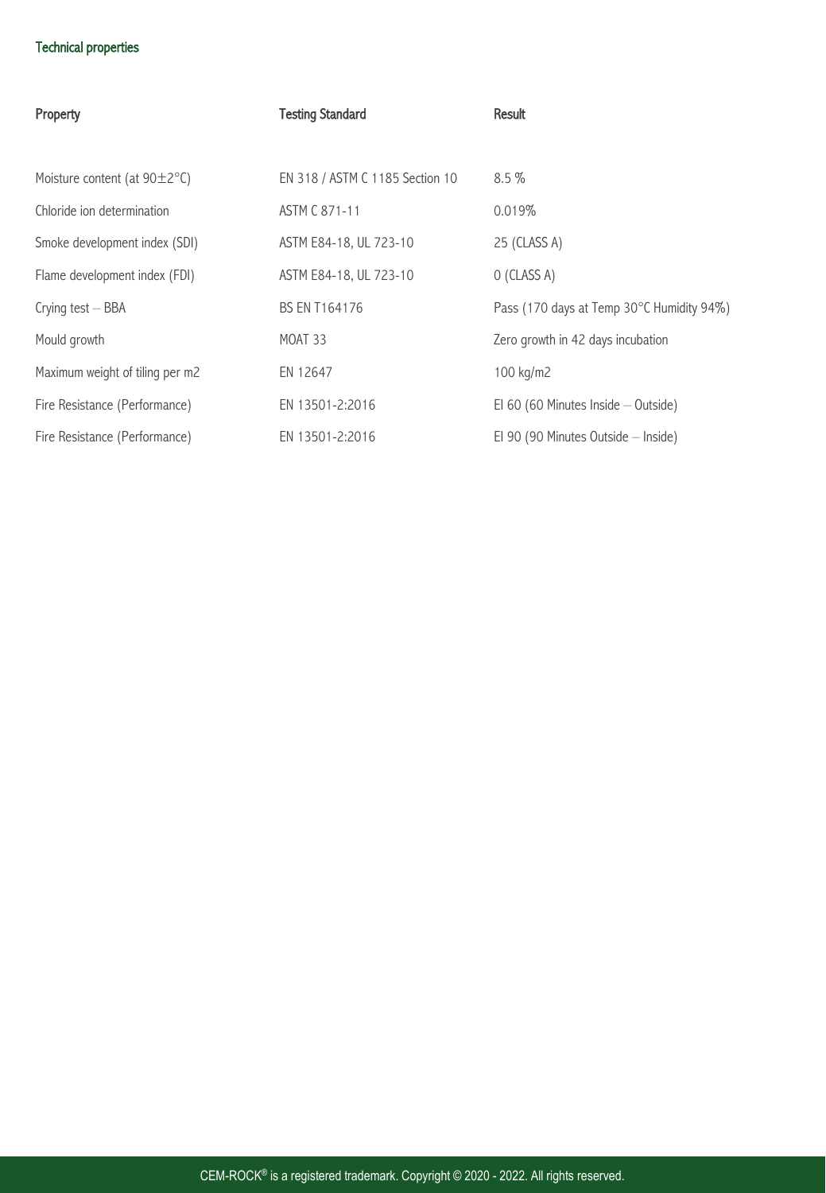## Technical properties

| Property | Testing Standard | Result |
|---|---|---|
| Moisture content (at 90±2°C) | EN 318 / ASTM C 1185 Section 10 | 8.5 % |
| Chloride ion determination | ASTM C 871-11 | 0.019% |
| Smoke development index (SDI) | ASTM E84-18, UL 723-10 | 25 (CLASS A) |
| Flame development index (FDI) | ASTM E84-18, UL 723-10 | 0 (CLASS A) |
| Crying test – BBA | BS EN T164176 | Pass (170 days at Temp 30°C Humidity 94%) |
| Mould growth | MOAT 33 | Zero growth in 42 days incubation |
| Maximum weight of tiling per m2 | EN 12647 | 100 kg/m2 |
| Fire Resistance (Performance) | EN 13501-2:2016 | EI 60 (60 Minutes Inside – Outside) |
| Fire Resistance (Performance) | EN 13501-2:2016 | EI 90 (90 Minutes Outside – Inside) |

CEM-ROCK® is a registered trademark. Copyright © 2020 - 2022. All rights reserved.